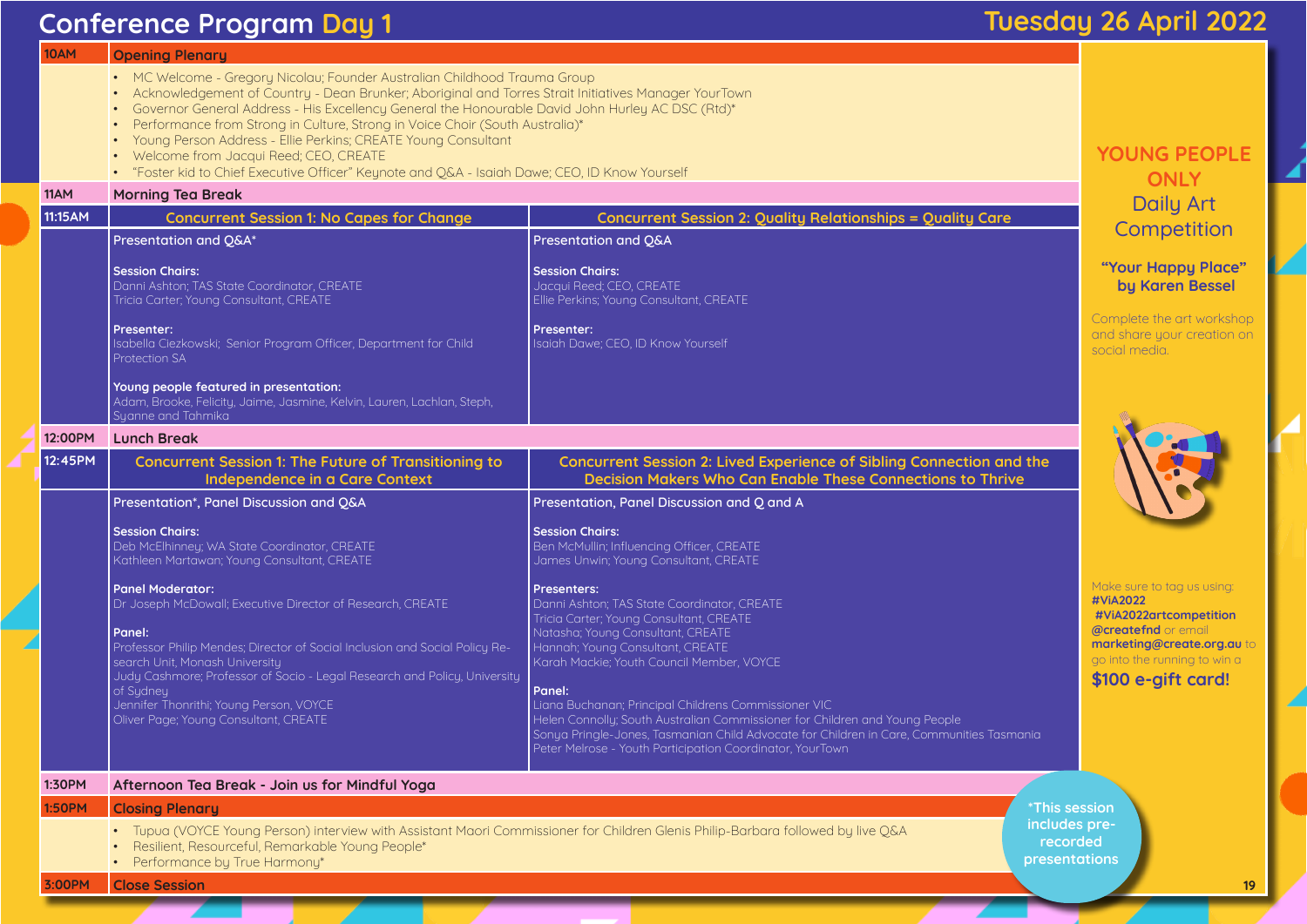# Conference Program Day 1

## Tuesday 26 April 2022

### 10AM — Opening Plenary

- MC Welcome - Gregory Nicolau; Founder Australian Childhood Trauma Group
- Acknowledgement of Country - Dean Brunker; Aboriginal and Torres Strait Initiatives Manager YourTown
- Governor General Address - His Excellency General the Honourable David John Hurley AC DSC (Rtd)*
- Performance from Strong in Culture, Strong in Voice Choir (South Australia)*
- Young Person Address - Ellie Perkins; CREATE Young Consultant
- Welcome from Jacqui Reed; CEO, CREATE
- "Foster kid to Chief Executive Officer" Keynote and Q&A - Isaiah Dawe; CEO, ID Know Yourself

### 11AM — Morning Tea Break

### 11:15AM

| Concurrent Session 1: No Capes for Change | Concurrent Session 2: Quality Relationships = Quality Care |
|---|---|
| Presentation and Q&A* | Presentation and Q&A |
| **Session Chairs:** Danni Ashton; TAS State Coordinator, CREATE; Tricia Carter; Young Consultant, CREATE | **Session Chairs:** Jacqui Reed; CEO, CREATE; Ellie Perkins; Young Consultant, CREATE |
| **Presenter:** Isabella Ciezkowski; Senior Program Officer, Department for Child Protection SA | **Presenter:** Isaiah Dawe; CEO, ID Know Yourself |
| **Young people featured in presentation:** Adam, Brooke, Felicity, Jaime, Jasmine, Kelvin, Lauren, Lachlan, Steph, Syanne and Tahmika | |

### 12:00PM — Lunch Break

### 12:45PM

| Concurrent Session 1: The Future of Transitioning to Independence in a Care Context | Concurrent Session 2: Lived Experience of Sibling Connection and the Decision Makers Who Can Enable These Connections to Thrive |
|---|---|
| Presentation*, Panel Discussion and Q&A | Presentation, Panel Discussion and Q and A |
| **Session Chairs:** Deb McElhinney; WA State Coordinator, CREATE; Kathleen Martawan; Young Consultant, CREATE | **Session Chairs:** Ben McMullin; Influencing Officer, CREATE; James Unwin; Young Consultant, CREATE |
| **Panel Moderator:** Dr Joseph McDowall; Executive Director of Research, CREATE | **Presenters:** Danni Ashton; TAS State Coordinator, CREATE; Tricia Carter; Young Consultant, CREATE; Natasha; Young Consultant, CREATE; Hannah; Young Consultant, CREATE; Karah Mackie; Youth Council Member, VOYCE |
| **Panel:** Professor Philip Mendes; Director of Social Inclusion and Social Policy Research Unit, Monash University; Judy Cashmore; Professor of Socio - Legal Research and Policy, University of Sydney; Jennifer Thonrithi; Young Person, VOYCE; Oliver Page; Young Consultant, CREATE | **Panel:** Liana Buchanan; Principal Childrens Commissioner VIC; Helen Connolly; South Australian Commissioner for Children and Young People; Sonya Pringle-Jones, Tasmanian Child Advocate for Children in Care, Communities Tasmania; Peter Melrose - Youth Participation Coordinator, YourTown |

### 1:30PM — Afternoon Tea Break - Join us for Mindful Yoga

### 1:50PM — Closing Plenary

- Tupua (VOYCE Young Person) interview with Assistant Maori Commissioner for Children Glenis Philip-Barbara followed by live Q&A
- Resilient, Resourceful, Remarkable Young People*
- Performance by True Harmony*

### 3:00PM — Close Session

*This session includes pre-recorded presentations

---

**YOUNG PEOPLE ONLY**
**Daily Art Competition**

**"Your Happy Place" by Karen Bessel**

Complete the art workshop and share your creation on social media.

Make sure to tag us using: **#ViA2022** **#ViA2022artcompetition** **@createfnd** or email **marketing@create.org.au** to go into the running to win a

**$100 e-gift card!**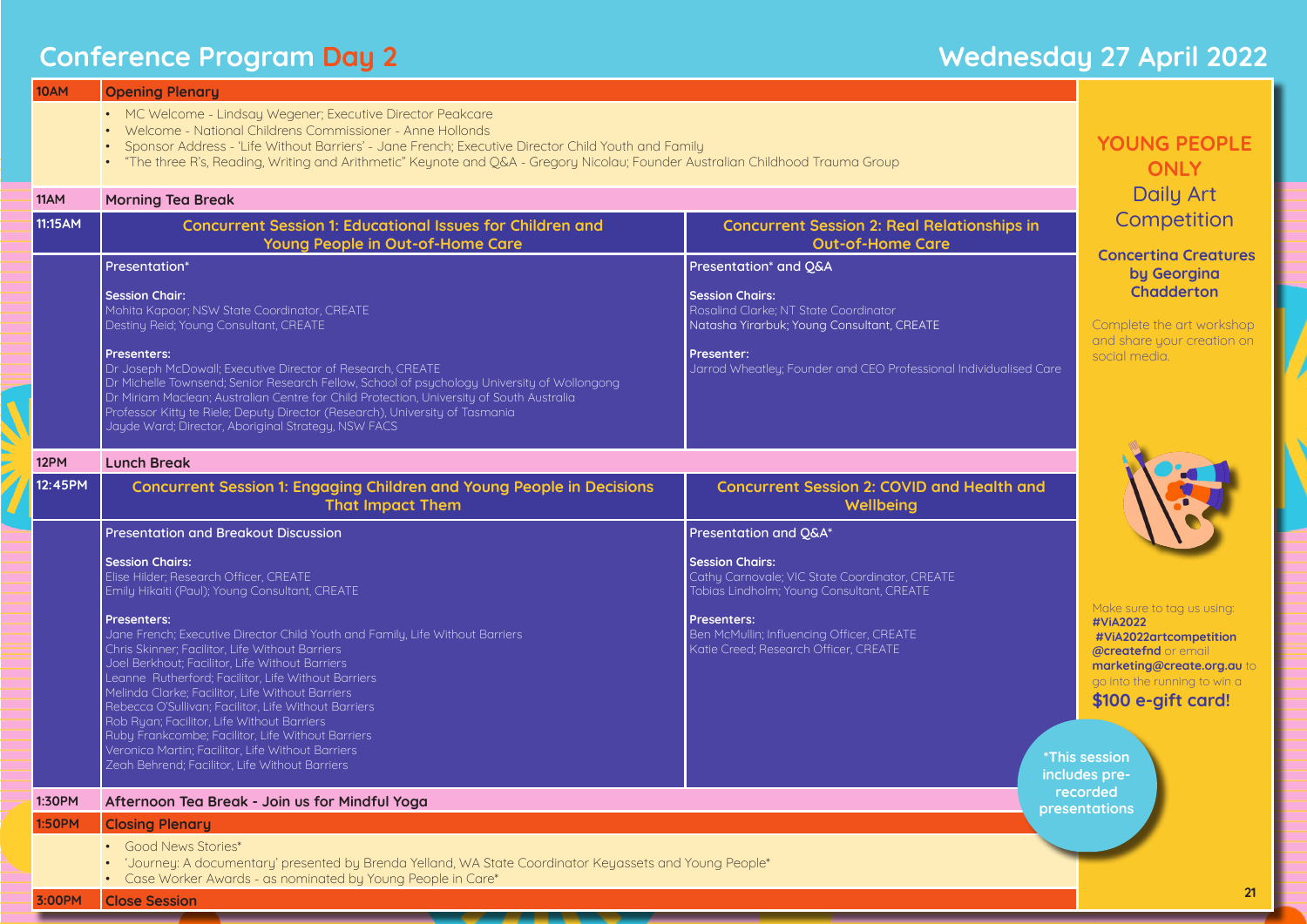# Conference Program Day 2

## Wednesday 27 April 2022

**10AM — Opening Plenary**

- MC Welcome - Lindsay Wegener; Executive Director Peakcare
- Welcome - National Childrens Commissioner - Anne Hollonds
- Sponsor Address - 'Life Without Barriers' - Jane French; Executive Director Child Youth and Family
- "The three R's, Reading, Writing and Arithmetic" Keynote and Q&A - Gregory Nicolau; Founder Australian Childhood Trauma Group

**11AM — Morning Tea Break**

**11:15AM**

### Concurrent Session 1: Educational Issues for Children and Young People in Out-of-Home Care

Presentation*

**Session Chair:**
Mohita Kapoor; NSW State Coordinator, CREATE
Destiny Reid; Young Consultant, CREATE

**Presenters:**
Dr Joseph McDowall; Executive Director of Research, CREATE
Dr Michelle Townsend; Senior Research Fellow, School of psychology University of Wollongong
Dr Miriam Maclean; Australian Centre for Child Protection, University of South Australia
Professor Kitty te Riele; Deputy Director (Research), University of Tasmania
Jayde Ward; Director, Aboriginal Strategy, NSW FACS

### Concurrent Session 2: Real Relationships in Out-of-Home Care

Presentation* and Q&A

**Session Chairs:**
Rosalind Clarke; NT State Coordinator
Natasha Yirarbuk; Young Consultant, CREATE

**Presenter:**
Jarrod Wheatley; Founder and CEO Professional Individualised Care

**12PM — Lunch Break**

**12:45PM**

### Concurrent Session 1: Engaging Children and Young People in Decisions That Impact Them

Presentation and Breakout Discussion

**Session Chairs:**
Elise Hilder; Research Officer, CREATE
Emily Hikaiti (Paul); Young Consultant, CREATE

**Presenters:**
Jane French; Executive Director Child Youth and Family, Life Without Barriers
Chris Skinner; Facilitor, Life Without Barriers
Joel Berkhout; Facilitor, Life Without Barriers
Leanne Rutherford; Facilitor, Life Without Barriers
Melinda Clarke; Facilitor, Life Without Barriers
Rebecca O'Sullivan; Facilitor, Life Without Barriers
Rob Ryan; Facilitor, Life Without Barriers
Ruby Frankcombe; Facilitor, Life Without Barriers
Veronica Martin; Facilitor, Life Without Barriers
Zeah Behrend; Facilitor, Life Without Barriers

### Concurrent Session 2: COVID and Health and Wellbeing

Presentation and Q&A*

**Session Chairs:**
Cathy Carnovale; VIC State Coordinator, CREATE
Tobias Lindholm; Young Consultant, CREATE

**Presenters:**
Ben McMullin; Influencing Officer, CREATE
Katie Creed; Research Officer, CREATE

**1:30PM — Afternoon Tea Break - Join us for Mindful Yoga**

**1:50PM — Closing Plenary**

- Good News Stories*
- 'Journey: A documentary' presented by Brenda Yelland, WA State Coordinator Keyassets and Young People*
- Case Worker Awards - as nominated by Young People in Care*

**3:00PM — Close Session**

*This session includes pre-recorded presentations

---

## YOUNG PEOPLE ONLY
## Daily Art Competition

**Concertina Creatures by Georgina Chadderton**

Complete the art workshop and share your creation on social media.

Make sure to tag us using:
**#ViA2022**
**#ViA2022artcompetition**
**@createfnd** or email **marketing@create.org.au** to go into the running to win a **$100 e-gift card!**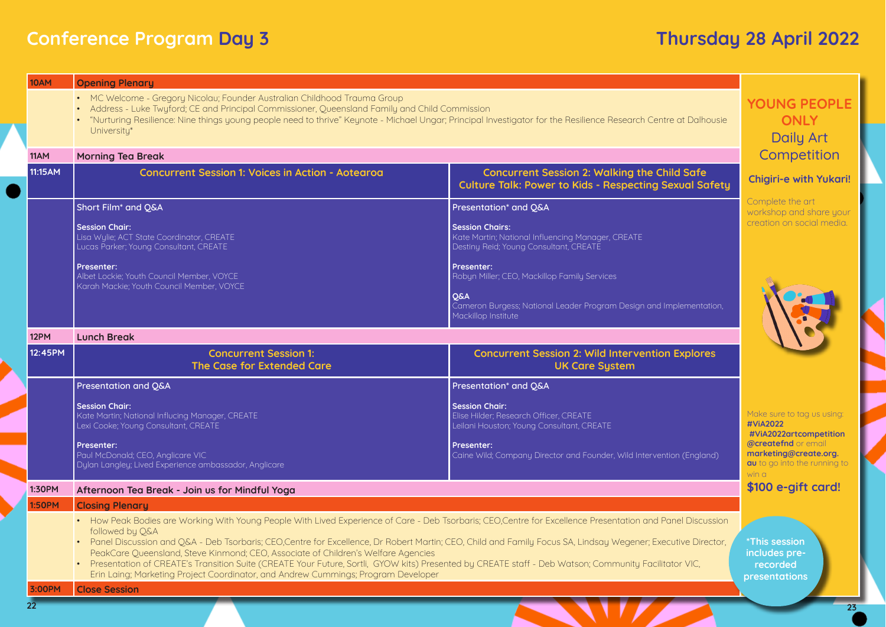# Conference Program Day 3

## Thursday 28 April 2022

**10AM — Opening Plenary**

- MC Welcome - Gregory Nicolau; Founder Australian Childhood Trauma Group
- Address - Luke Twyford; CE and Principal Commissioner, Queensland Family and Child Commission
- "Nurturing Resilience: Nine things young people need to thrive" Keynote - Michael Ungar; Principal Investigator for the Resilience Research Centre at Dalhousie University*

**11AM — Morning Tea Break**

**11:15AM**

| Concurrent Session 1: Voices in Action - Aotearoa | Concurrent Session 2: Walking the Child Safe Culture Talk: Power to Kids - Respecting Sexual Safety |
|---|---|
| Short Film* and Q&A<br><br>**Session Chair:**<br>Lisa Wylie; ACT State Coordinator, CREATE<br>Lucas Parker; Young Consultant, CREATE<br><br>**Presenter:**<br>Albet Lockie; Youth Council Member, VOYCE<br>Karah Mackie; Youth Council Member, VOYCE | Presentation* and Q&A<br><br>**Session Chairs:**<br>Kate Martin; National Influencing Manager, CREATE<br>Destiny Reid; Young Consultant, CREATE<br><br>**Presenter:**<br>Robyn Miller; CEO, Mackillop Family Services<br><br>**Q&A**<br>Cameron Burgess; National Leader Program Design and Implementation, Mackillop Institute |

**12PM — Lunch Break**

**12:45PM**

| Concurrent Session 1: The Case for Extended Care | Concurrent Session 2: Wild Intervention Explores UK Care System |
|---|---|
| Presentation and Q&A<br><br>**Session Chair:**<br>Kate Martin; National Influcing Manager, CREATE<br>Lexi Cooke; Young Consultant, CREATE<br><br>**Presenter:**<br>Paul McDonald; CEO, Anglicare VIC<br>Dylan Langley; Lived Experience ambassador, Anglicare | Presentation* and Q&A<br><br>**Session Chair:**<br>Elise Hilder; Research Officer, CREATE<br>Leilani Houston; Young Consultant, CREATE<br><br>**Presenter:**<br>Caine Wild; Company Director and Founder, Wild Intervention (England) |

**1:30PM — Afternoon Tea Break - Join us for Mindful Yoga**

**1:50PM — Closing Plenary**

- How Peak Bodies are Working With Young People With Lived Experience of Care - Deb Tsorbaris; CEO,Centre for Excellence Presentation and Panel Discussion followed by Q&A
- Panel Discussion and Q&A - Deb Tsorbaris; CEO,Centre for Excellence, Dr Robert Martin; CEO, Child and Family Focus SA, Lindsay Wegener; Executive Director, PeakCare Queensland, Steve Kinmond; CEO, Associate of Children's Welfare Agencies
- Presentation of CREATE's Transition Suite (CREATE Your Future, Sortli, GYOW kits) Presented by CREATE staff - Deb Watson; Community Facilitator VIC, Erin Laing; Marketing Project Coordinator, and Andrew Cummings; Program Developer

**3:00PM — Close Session**

---

## YOUNG PEOPLE ONLY Daily Art Competition

**Chigiri-e with Yukari!**

Complete the art workshop and share your creation on social media.

Make sure to tag us using: **#ViA2022** **#ViA2022artcompetition** **@createfnd** or email **marketing@create.org.au** to go into the running to win a

**$100 e-gift card!**

*This session includes pre-recorded presentations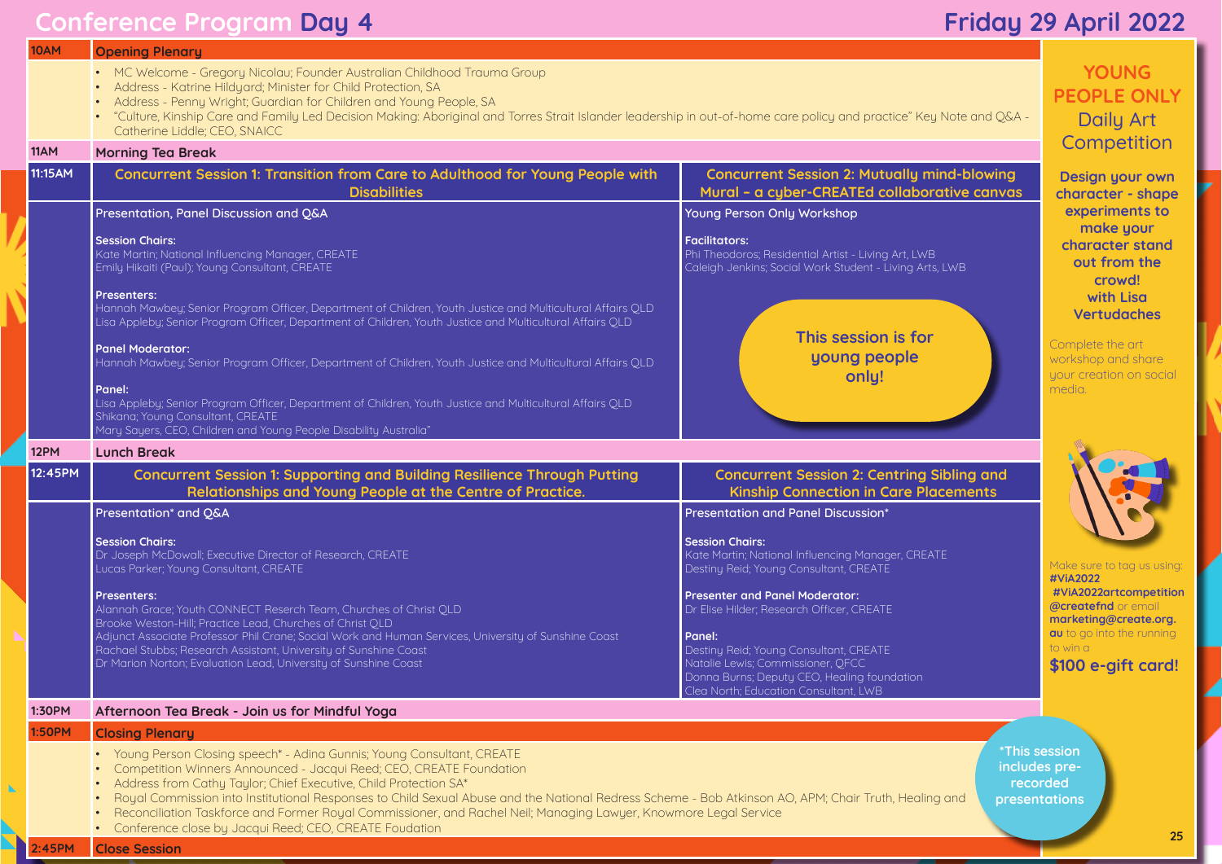# Conference Program Day 4

## Friday 29 April 2022

**10AM – Opening Plenary**

- MC Welcome - Gregory Nicolau; Founder Australian Childhood Trauma Group
- Address - Katrine Hildyard; Minister for Child Protection, SA
- Address - Penny Wright; Guardian for Children and Young People, SA
- "Culture, Kinship Care and Family Led Decision Making: Aboriginal and Torres Strait Islander leadership in out-of-home care policy and practice" Key Note and Q&A - Catherine Liddle; CEO, SNAICC

**11AM – Morning Tea Break**

**11:15AM**

### Concurrent Session 1: Transition from Care to Adulthood for Young People with Disabilities

Presentation, Panel Discussion and Q&A

**Session Chairs:**
Kate Martin; National Influencing Manager, CREATE
Emily Hikaiti (Paul); Young Consultant, CREATE

**Presenters:**
Hannah Mawbey; Senior Program Officer, Department of Children, Youth Justice and Multicultural Affairs QLD
Lisa Appleby; Senior Program Officer, Department of Children, Youth Justice and Multicultural Affairs QLD

**Panel Moderator:**
Hannah Mawbey; Senior Program Officer, Department of Children, Youth Justice and Multicultural Affairs QLD

**Panel:**
Lisa Appleby; Senior Program Officer, Department of Children, Youth Justice and Multicultural Affairs QLD
Shikana; Young Consultant, CREATE
Mary Sayers, CEO, Children and Young People Disability Australia"

### Concurrent Session 2: Mutually mind-blowing Mural - a cyber-CREATEd collaborative canvas

Young Person Only Workshop

**Facilitators:**
Phi Theodoros; Residential Artist - Living Art, LWB
Caleigh Jenkins; Social Work Student - Living Arts, LWB

This session is for young people only!

**12PM – Lunch Break**

**12:45PM**

### Concurrent Session 1: Supporting and Building Resilience Through Putting Relationships and Young People at the Centre of Practice.

Presentation* and Q&A

**Session Chairs:**
Dr Joseph McDowall; Executive Director of Research, CREATE
Lucas Parker; Young Consultant, CREATE

**Presenters:**
Alannah Grace; Youth CONNECT Reserch Team, Churches of Christ QLD
Brooke Weston-Hill; Practice Lead, Churches of Christ QLD
Adjunct Associate Professor Phil Crane; Social Work and Human Services, University of Sunshine Coast
Rachael Stubbs; Research Assistant, University of Sunshine Coast
Dr Marion Norton; Evaluation Lead, University of Sunshine Coast

### Concurrent Session 2: Centring Sibling and Kinship Connection in Care Placements

Presentation and Panel Discussion*

**Session Chairs:**
Kate Martin; National Influencing Manager, CREATE
Destiny Reid; Young Consultant, CREATE

**Presenter and Panel Moderator:**
Dr Elise Hilder; Research Officer, CREATE

**Panel:**
Destiny Reid; Young Consultant, CREATE
Natalie Lewis; Commissioner, QFCC
Donna Burns; Deputy CEO, Healing foundation
Clea North; Education Consultant, LWB

**1:30PM – Afternoon Tea Break - Join us for Mindful Yoga**

**1:50PM – Closing Plenary**

- Young Person Closing speech* - Adina Gunnis; Young Consultant, CREATE
- Competition Winners Announced - Jacqui Reed; CEO, CREATE Foundation
- Address from Cathy Taylor; Chief Executive, Child Protection SA*
- Royal Commission into Institutional Responses to Child Sexual Abuse and the National Redress Scheme - Bob Atkinson AO, APM; Chair Truth, Healing and Reconciliation Taskforce and Former Royal Commissioner, and Rachel Neil; Managing Lawyer, Knowmore Legal Service
- Conference close by Jacqui Reed; CEO, CREATE Foudation

**2:45PM – Close Session**

*This session includes pre-recorded presentations

---

## YOUNG PEOPLE ONLY Daily Art Competition

**Design your own character - shape experiments to make your character stand out from the crowd! with Lisa Vertudaches**

Complete the art workshop and share your creation on social media.

Make sure to tag us using: **#ViA2022** **#ViA2022artcompetition** **@createfnd** or email **marketing@create.org.au** to go into the running to win a

**$100 e-gift card!**